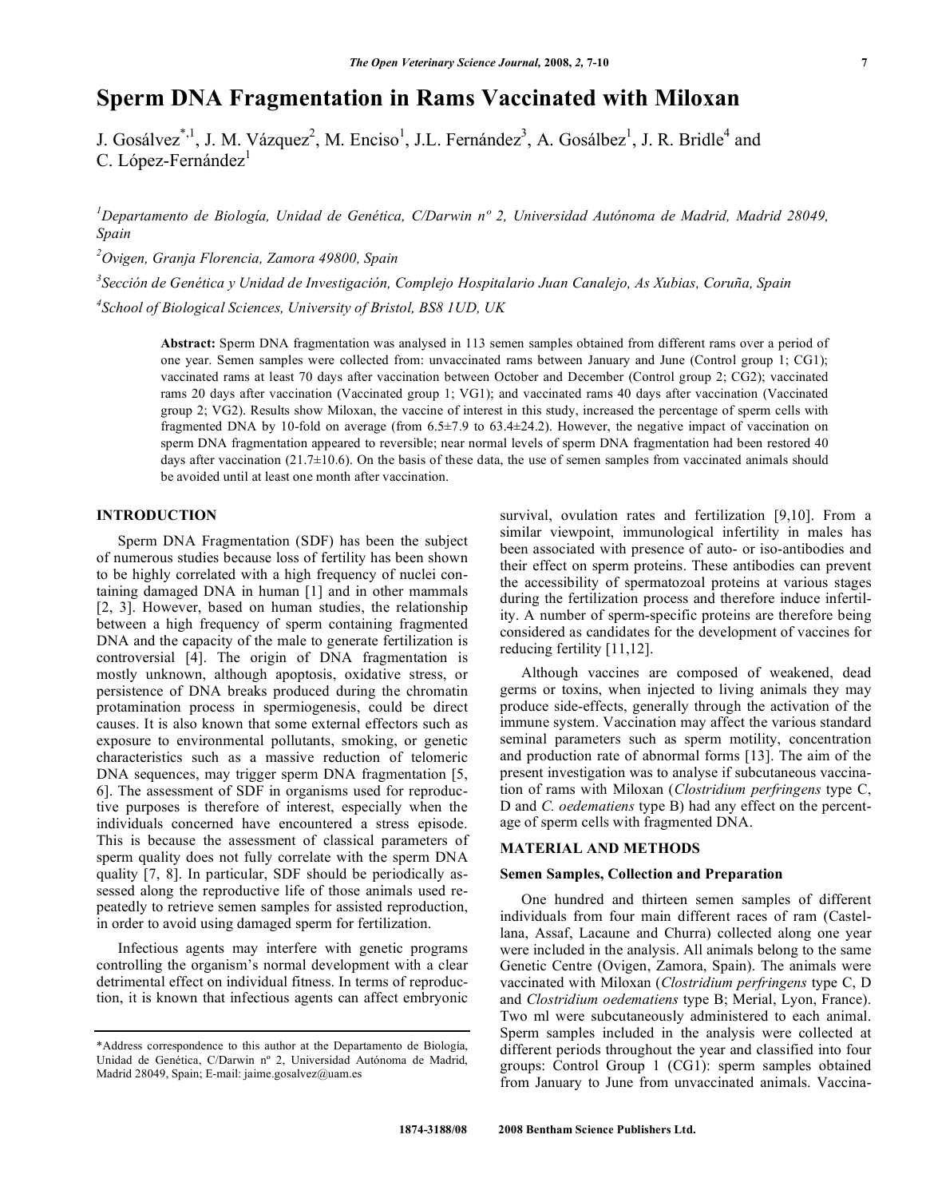# Sperm DNA Fragmentation in Rams Vaccinated with Miloxan

J. Gosálvez[*,1], J. M. Vázquez[2], M. Enciso[1], J.L. Fernández[3], A. Gosálbez[1], J. R. Bridle[4] and C. López-Fernández[1]

[1]Departamento de Biología, Unidad de Genética, C/Darwin nº 2, Universidad Autónoma de Madrid, Madrid 28049, Spain

[2]Ovigen, Granja Florencia, Zamora 49800, Spain

[3]Sección de Genética y Unidad de Investigación, Complejo Hospitalario Juan Canalejo, As Xubias, Coruña, Spain

[4]School of Biological Sciences, University of Bristol, BS8 1UD, UK

**Abstract:** Sperm DNA fragmentation was analysed in 113 semen samples obtained from different rams over a period of one year. Semen samples were collected from: unvaccinated rams between January and June (Control group 1; CG1); vaccinated rams at least 70 days after vaccination between October and December (Control group 2; CG2); vaccinated rams 20 days after vaccination (Vaccinated group 1; VG1); and vaccinated rams 40 days after vaccination (Vaccinated group 2; VG2). Results show Miloxan, the vaccine of interest in this study, increased the percentage of sperm cells with fragmented DNA by 10-fold on average (from 6.5±7.9 to 63.4±24.2). However, the negative impact of vaccination on sperm DNA fragmentation appeared to reversible; near normal levels of sperm DNA fragmentation had been restored 40 days after vaccination (21.7±10.6). On the basis of these data, the use of semen samples from vaccinated animals should be avoided until at least one month after vaccination.

## INTRODUCTION

Sperm DNA Fragmentation (SDF) has been the subject of numerous studies because loss of fertility has been shown to be highly correlated with a high frequency of nuclei containing damaged DNA in human [1] and in other mammals [2, 3]. However, based on human studies, the relationship between a high frequency of sperm containing fragmented DNA and the capacity of the male to generate fertilization is controversial [4]. The origin of DNA fragmentation is mostly unknown, although apoptosis, oxidative stress, or persistence of DNA breaks produced during the chromatin protamination process in spermiogenesis, could be direct causes. It is also known that some external effectors such as exposure to environmental pollutants, smoking, or genetic characteristics such as a massive reduction of telomeric DNA sequences, may trigger sperm DNA fragmentation [5, 6]. The assessment of SDF in organisms used for reproductive purposes is therefore of interest, especially when the individuals concerned have encountered a stress episode. This is because the assessment of classical parameters of sperm quality does not fully correlate with the sperm DNA quality [7, 8]. In particular, SDF should be periodically assessed along the reproductive life of those animals used repeatedly to retrieve semen samples for assisted reproduction, in order to avoid using damaged sperm for fertilization.

Infectious agents may interfere with genetic programs controlling the organism's normal development with a clear detrimental effect on individual fitness. In terms of reproduction, it is known that infectious agents can affect embryonic survival, ovulation rates and fertilization [9,10]. From a similar viewpoint, immunological infertility in males has been associated with presence of auto- or iso-antibodies and their effect on sperm proteins. These antibodies can prevent the accessibility of spermatozoal proteins at various stages during the fertilization process and therefore induce infertility. A number of sperm-specific proteins are therefore being considered as candidates for the development of vaccines for reducing fertility [11,12].

Although vaccines are composed of weakened, dead germs or toxins, when injected to living animals they may produce side-effects, generally through the activation of the immune system. Vaccination may affect the various standard seminal parameters such as sperm motility, concentration and production rate of abnormal forms [13]. The aim of the present investigation was to analyse if subcutaneous vaccination of rams with Miloxan (*Clostridium perfringens* type C, D and *C. oedematiens* type B) had any effect on the percentage of sperm cells with fragmented DNA.

## MATERIAL AND METHODS

### Semen Samples, Collection and Preparation

One hundred and thirteen semen samples of different individuals from four main different races of ram (Castellana, Assaf, Lacaune and Churra) collected along one year were included in the analysis. All animals belong to the same Genetic Centre (Ovigen, Zamora, Spain). The animals were vaccinated with Miloxan (*Clostridium perfringens* type C, D and *Clostridium oedematiens* type B; Merial, Lyon, France). Two ml were subcutaneously administered to each animal. Sperm samples included in the analysis were collected at different periods throughout the year and classified into four groups: Control Group 1 (CG1): sperm samples obtained from January to June from unvaccinated animals. Vaccina-

*Address correspondence to this author at the Departamento de Biología, Unidad de Genética, C/Darwin nº 2, Universidad Autónoma de Madrid, Madrid 28049, Spain; E-mail: jaime.gosalvez@uam.es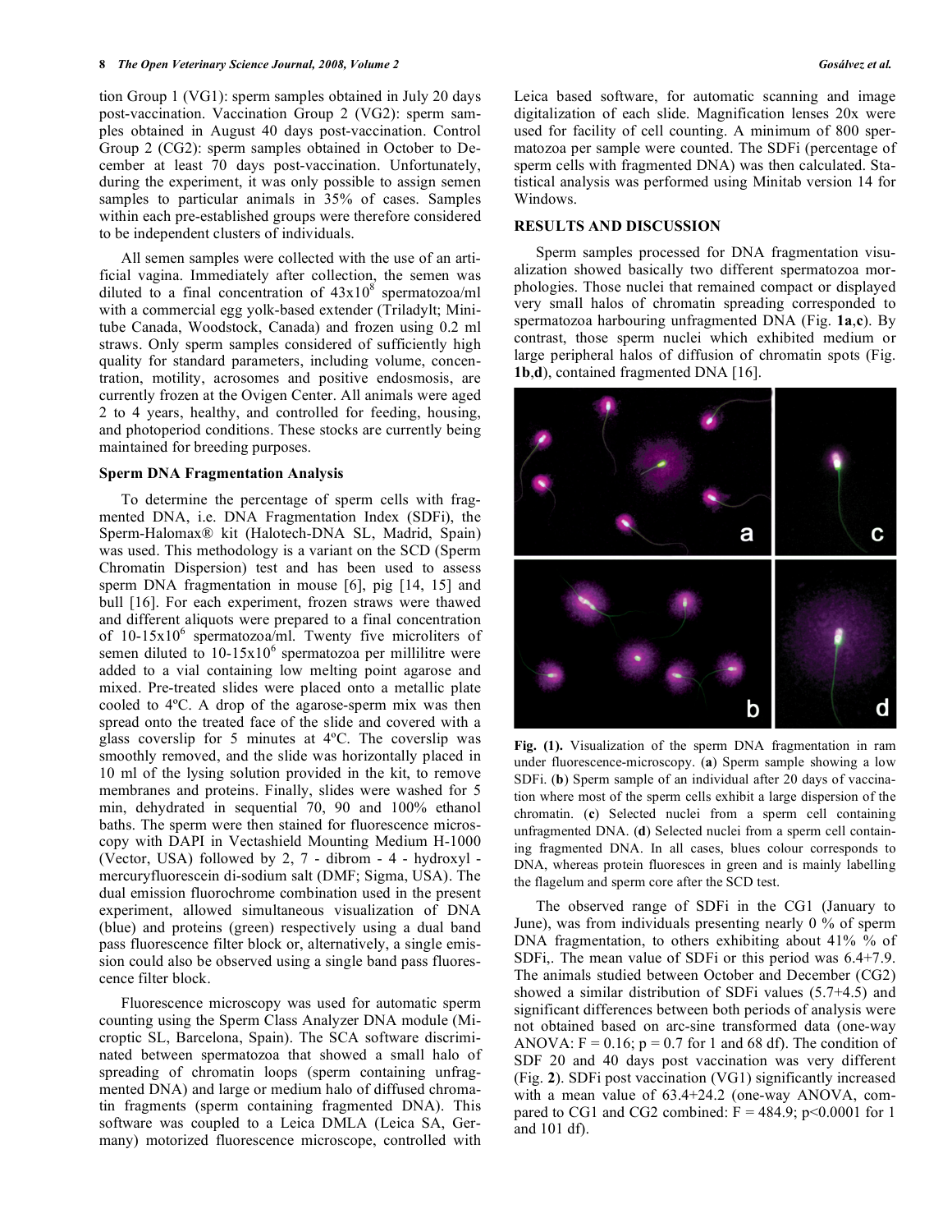tion Group 1 (VG1): sperm samples obtained in July 20 days post-vaccination. Vaccination Group 2 (VG2): sperm samples obtained in August 40 days post-vaccination. Control Group 2 (CG2): sperm samples obtained in October to December at least 70 days post-vaccination. Unfortunately, during the experiment, it was only possible to assign semen samples to particular animals in 35% of cases. Samples within each pre-established groups were therefore considered to be independent clusters of individuals.

All semen samples were collected with the use of an artificial vagina. Immediately after collection, the semen was diluted to a final concentration of $43x10^8$ spermatozoa/ml with a commercial egg yolk-based extender (Triladylt; Minitube Canada, Woodstock, Canada) and frozen using 0.2 ml straws. Only sperm samples considered of sufficiently high quality for standard parameters, including volume, concentration, motility, acrosomes and positive endosmosis, are currently frozen at the Ovigen Center. All animals were aged 2 to 4 years, healthy, and controlled for feeding, housing, and photoperiod conditions. These stocks are currently being maintained for breeding purposes.

### Sperm DNA Fragmentation Analysis

To determine the percentage of sperm cells with fragmented DNA, i.e. DNA Fragmentation Index (SDFi), the Sperm-Halomax® kit (Halotech-DNA SL, Madrid, Spain) was used. This methodology is a variant on the SCD (Sperm Chromatin Dispersion) test and has been used to assess sperm DNA fragmentation in mouse [6], pig [14, 15] and bull [16]. For each experiment, frozen straws were thawed and different aliquots were prepared to a final concentration of $10\text{-}15x10^6$ spermatozoa/ml. Twenty five microliters of semen diluted to $10\text{-}15x10^6$ spermatozoa per millilitre were added to a vial containing low melting point agarose and mixed. Pre-treated slides were placed onto a metallic plate cooled to 4ºC. A drop of the agarose-sperm mix was then spread onto the treated face of the slide and covered with a glass coverslip for 5 minutes at 4ºC. The coverslip was smoothly removed, and the slide was horizontally placed in 10 ml of the lysing solution provided in the kit, to remove membranes and proteins. Finally, slides were washed for 5 min, dehydrated in sequential 70, 90 and 100% ethanol baths. The sperm were then stained for fluorescence microscopy with DAPI in Vectashield Mounting Medium H-1000 (Vector, USA) followed by 2, 7 - dibrom - 4 - hydroxyl - mercuryfluorescein di-sodium salt (DMF; Sigma, USA). The dual emission fluorochrome combination used in the present experiment, allowed simultaneous visualization of DNA (blue) and proteins (green) respectively using a dual band pass fluorescence filter block or, alternatively, a single emission could also be observed using a single band pass fluorescence filter block.

Fluorescence microscopy was used for automatic sperm counting using the Sperm Class Analyzer DNA module (Microptic SL, Barcelona, Spain). The SCA software discriminated between spermatozoa that showed a small halo of spreading of chromatin loops (sperm containing unfragmented DNA) and large or medium halo of diffused chromatin fragments (sperm containing fragmented DNA). This software was coupled to a Leica DMLA (Leica SA, Germany) motorized fluorescence microscope, controlled with Leica based software, for automatic scanning and image digitalization of each slide. Magnification lenses 20x were used for facility of cell counting. A minimum of 800 spermatozoa per sample were counted. The SDFi (percentage of sperm cells with fragmented DNA) was then calculated. Statistical analysis was performed using Minitab version 14 for Windows.

## RESULTS AND DISCUSSION

Sperm samples processed for DNA fragmentation visualization showed basically two different spermatozoa morphologies. Those nuclei that remained compact or displayed very small halos of chromatin spreading corresponded to spermatozoa harbouring unfragmented DNA (Fig. **1a**,**c**). By contrast, those sperm nuclei which exhibited medium or large peripheral halos of diffusion of chromatin spots (Fig. **1b**,**d**), contained fragmented DNA [16].

**Fig. (1).** Visualization of the sperm DNA fragmentation in ram under fluorescence-microscopy. (**a**) Sperm sample showing a low SDFi. (**b**) Sperm sample of an individual after 20 days of vaccination where most of the sperm cells exhibit a large dispersion of the chromatin. (**c**) Selected nuclei from a sperm cell containing unfragmented DNA. (**d**) Selected nuclei from a sperm cell containing fragmented DNA. In all cases, blues colour corresponds to DNA, whereas protein fluoresces in green and is mainly labelling the flagelum and sperm core after the SCD test.

The observed range of SDFi in the CG1 (January to June), was from individuals presenting nearly 0 % of sperm DNA fragmentation, to others exhibiting about 41% % of SDFi,. The mean value of SDFi or this period was 6.4+7.9. The animals studied between October and December (CG2) showed a similar distribution of SDFi values (5.7+4.5) and significant differences between both periods of analysis were not obtained based on arc-sine transformed data (one-way ANOVA: $F = 0.16$; $p = 0.7$ for 1 and 68 df). The condition of SDF 20 and 40 days post vaccination was very different (Fig. **2**). SDFi post vaccination (VG1) significantly increased with a mean value of 63.4+24.2 (one-way ANOVA, compared to CG1 and CG2 combined: $F = 484.9$; $p<0.0001$ for 1 and 101 df).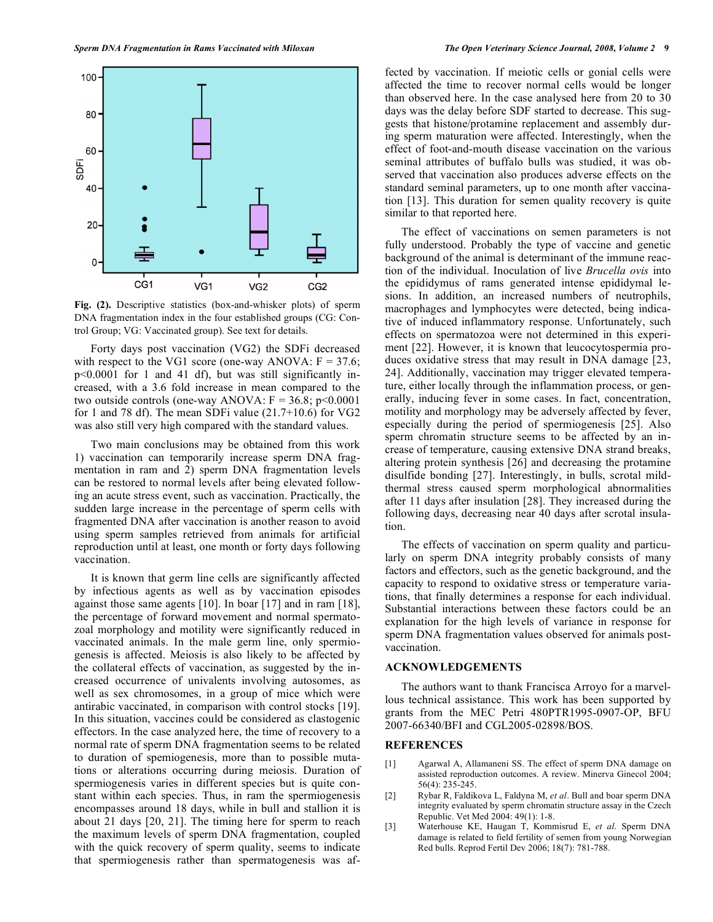Fig. (2). Descriptive statistics (box-and-whisker plots) of sperm DNA fragmentation index in the four established groups (CG: Control Group; VG: Vaccinated group). See text for details.

Forty days post vaccination (VG2) the SDFi decreased with respect to the VG1 score (one-way ANOVA: $F = 37.6$; $p<0.0001$ for 1 and 41 df), but was still significantly increased, with a 3.6 fold increase in mean compared to the two outside controls (one-way ANOVA: $F = 36.8$; $p<0.0001$ for 1 and 78 df). The mean SDFi value (21.7+10.6) for VG2 was also still very high compared with the standard values.

Two main conclusions may be obtained from this work 1) vaccination can temporarily increase sperm DNA fragmentation in ram and 2) sperm DNA fragmentation levels can be restored to normal levels after being elevated following an acute stress event, such as vaccination. Practically, the sudden large increase in the percentage of sperm cells with fragmented DNA after vaccination is another reason to avoid using sperm samples retrieved from animals for artificial reproduction until at least, one month or forty days following vaccination.

It is known that germ line cells are significantly affected by infectious agents as well as by vaccination episodes against those same agents [10]. In boar [17] and in ram [18], the percentage of forward movement and normal spermatozoal morphology and motility were significantly reduced in vaccinated animals. In the male germ line, only spermiogenesis is affected. Meiosis is also likely to be affected by the collateral effects of vaccination, as suggested by the increased occurrence of univalents involving autosomes, as well as sex chromosomes, in a group of mice which were antirabic vaccinated, in comparison with control stocks [19]. In this situation, vaccines could be considered as clastogenic effectors. In the case analyzed here, the time of recovery to a normal rate of sperm DNA fragmentation seems to be related to duration of spemiogenesis, more than to possible mutations or alterations occurring during meiosis. Duration of spermiogenesis varies in different species but is quite constant within each species. Thus, in ram the spermiogenesis encompasses around 18 days, while in bull and stallion it is about 21 days [20, 21]. The timing here for sperm to reach the maximum levels of sperm DNA fragmentation, coupled with the quick recovery of sperm quality, seems to indicate that spermiogenesis rather than spermatogenesis was affected by vaccination. If meiotic cells or gonial cells were affected the time to recover normal cells would be longer than observed here. In the case analysed here from 20 to 30 days was the delay before SDF started to decrease. This suggests that histone/protamine replacement and assembly during sperm maturation were affected. Interestingly, when the effect of foot-and-mouth disease vaccination on the various seminal attributes of buffalo bulls was studied, it was observed that vaccination also produces adverse effects on the standard seminal parameters, up to one month after vaccination [13]. This duration for semen quality recovery is quite similar to that reported here.

The effect of vaccinations on semen parameters is not fully understood. Probably the type of vaccine and genetic background of the animal is determinant of the immune reaction of the individual. Inoculation of live *Brucella ovis* into the epididymus of rams generated intense epididymal lesions. In addition, an increased numbers of neutrophils, macrophages and lymphocytes were detected, being indicative of induced inflammatory response. Unfortunately, such effects on spermatozoa were not determined in this experiment [22]. However, it is known that leucocytospermia produces oxidative stress that may result in DNA damage [23, 24]. Additionally, vaccination may trigger elevated temperature, either locally through the inflammation process, or generally, inducing fever in some cases. In fact, concentration, motility and morphology may be adversely affected by fever, especially during the period of spermiogenesis [25]. Also sperm chromatin structure seems to be affected by an increase of temperature, causing extensive DNA strand breaks, altering protein synthesis [26] and decreasing the protamine disulfide bonding [27]. Interestingly, in bulls, scrotal mild-thermal stress caused sperm morphological abnormalities after 11 days after insulation [28]. They increased during the following days, decreasing near 40 days after scrotal insulation.

The effects of vaccination on sperm quality and particularly on sperm DNA integrity probably consists of many factors and effectors, such as the genetic background, and the capacity to respond to oxidative stress or temperature variations, that finally determines a response for each individual. Substantial interactions between these factors could be an explanation for the high levels of variance in response for sperm DNA fragmentation values observed for animals post-vaccination.

## ACKNOWLEDGEMENTS

The authors want to thank Francisca Arroyo for a marvellous technical assistance. This work has been supported by grants from the MEC Petri 480PTR1995-0907-OP, BFU 2007-66340/BFI and CGL2005-02898/BOS.

## REFERENCES

[1] Agarwal A, Allamaneni SS. The effect of sperm DNA damage on assisted reproduction outcomes. A review. Minerva Ginecol 2004; 56(4): 235-245.

[2] Rybar R, Faldikova L, Faldyna M, *et al*. Bull and boar sperm DNA integrity evaluated by sperm chromatin structure assay in the Czech Republic. Vet Med 2004: 49(1): 1-8.

[3] Waterhouse KE, Haugan T, Kommisrud E, *et al*. Sperm DNA damage is related to field fertility of semen from young Norwegian Red bulls. Reprod Fertil Dev 2006; 18(7): 781-788.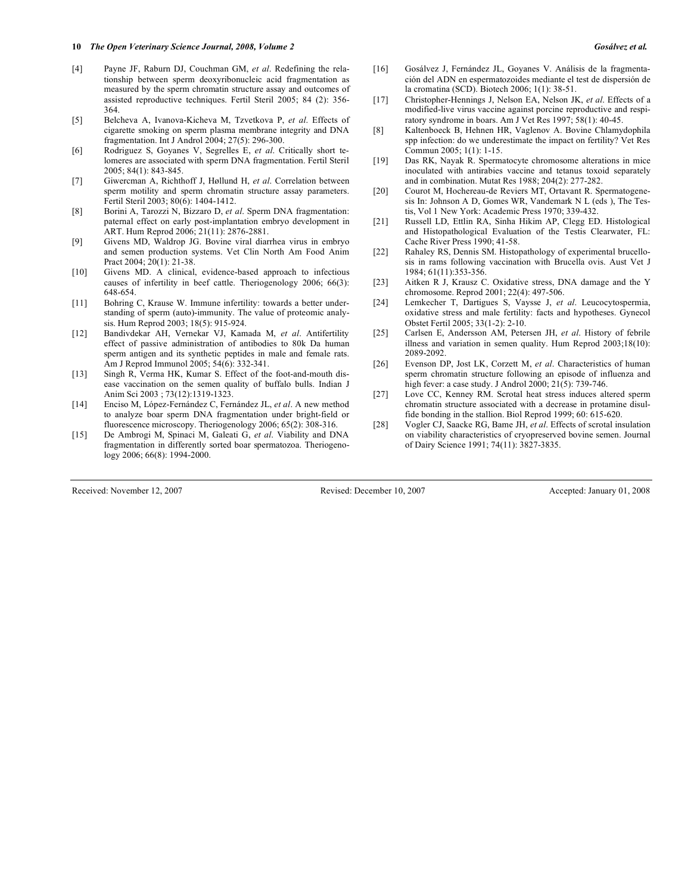[4] Payne JF, Raburn DJ, Couchman GM, *et al*. Redefining the relationship between sperm deoxyribonucleic acid fragmentation as measured by the sperm chromatin structure assay and outcomes of assisted reproductive techniques. Fertil Steril 2005; 84 (2): 356-364.

[5] Belcheva A, Ivanova-Kicheva M, Tzvetkova P, *et al*. Effects of cigarette smoking on sperm plasma membrane integrity and DNA fragmentation. Int J Androl 2004; 27(5): 296-300.

[6] Rodriguez S, Goyanes V, Segrelles E, *et al*. Critically short telomeres are associated with sperm DNA fragmentation. Fertil Steril 2005; 84(1): 843-845.

[7] Giwercman A, Richthoff J, Høllund H, *et al*. Correlation between sperm motility and sperm chromatin structure assay parameters. Fertil Steril 2003; 80(6): 1404-1412.

[8] Borini A, Tarozzi N, Bizzaro D, *et al*. Sperm DNA fragmentation: paternal effect on early post-implantation embryo development in ART. Hum Reprod 2006; 21(11): 2876-2881.

[9] Givens MD, Waldrop JG. Bovine viral diarrhea virus in embryo and semen production systems. Vet Clin North Am Food Anim Pract 2004; 20(1): 21-38.

[10] Givens MD. A clinical, evidence-based approach to infectious causes of infertility in beef cattle. Theriogenology 2006; 66(3): 648-654.

[11] Bohring C, Krause W. Immune infertility: towards a better understanding of sperm (auto)-immunity. The value of proteomic analysis. Hum Reprod 2003; 18(5): 915-924.

[12] Bandivdekar AH, Vernekar VJ, Kamada M, *et al*. Antifertility effect of passive administration of antibodies to 80k Da human sperm antigen and its synthetic peptides in male and female rats. Am J Reprod Immunol 2005; 54(6): 332-341.

[13] Singh R, Verma HK, Kumar S. Effect of the foot-and-mouth disease vaccination on the semen quality of buffalo bulls. Indian J Anim Sci 2003 ; 73(12):1319-1323.

[14] Enciso M, López-Fernández C, Fernández JL, *et al*. A new method to analyze boar sperm DNA fragmentation under bright-field or fluorescence microscopy. Theriogenology 2006; 65(2): 308-316.

[15] De Ambrogi M, Spinaci M, Galeati G, *et al*. Viability and DNA fragmentation in differently sorted boar spermatozoa. Theriogenology 2006; 66(8): 1994-2000.

[16] Gosálvez J, Fernández JL, Goyanes V. Análisis de la fragmentación del ADN en espermatozoides mediante el test de dispersión de la cromatina (SCD). Biotech 2006; 1(1): 38-51.

[17] Christopher-Hennings J, Nelson EA, Nelson JK, *et al*. Effects of a modified-live virus vaccine against porcine reproductive and respiratory syndrome in boars. Am J Vet Res 1997; 58(1): 40-45.

[8] Kaltenboeck B, Hehnen HR, Vaglenov A. Bovine Chlamydophila spp infection: do we underestimate the impact on fertility? Vet Res Commun 2005; 1(1): 1-15.

[19] Das RK, Nayak R. Spermatocyte chromosome alterations in mice inoculated with antirabies vaccine and tetanus toxoid separately and in combination. Mutat Res 1988; 204(2): 277-282.

[20] Courot M, Hochereau-de Reviers MT, Ortavant R. Spermatogenesis In: Johnson A D, Gomes WR, Vandemark N L (eds ), The Testis, Vol 1 New York: Academic Press 1970; 339-432.

[21] Russell LD, Ettlin RA, Sinha Hikim AP, Clegg ED. Histological and Histopathological Evaluation of the Testis Clearwater, FL: Cache River Press 1990; 41-58.

[22] Rahaley RS, Dennis SM. Histopathology of experimental brucellosis in rams following vaccination with Brucella ovis. Aust Vet J 1984; 61(11):353-356.

[23] Aitken R J, Krausz C. Oxidative stress, DNA damage and the Y chromosome. Reprod 2001; 22(4): 497-506.

[24] Lemkecher T, Dartigues S, Vaysse J, *et al*. Leucocytospermia, oxidative stress and male fertility: facts and hypotheses. Gynecol Obstet Fertil 2005; 33(1-2): 2-10.

[25] Carlsen E, Andersson AM, Petersen JH, *et al*. History of febrile illness and variation in semen quality. Hum Reprod 2003;18(10): 2089-2092.

[26] Evenson DP, Jost LK, Corzett M, *et al*. Characteristics of human sperm chromatin structure following an episode of influenza and high fever: a case study. J Androl 2000; 21(5): 739-746.

[27] Love CC, Kenney RM. Scrotal heat stress induces altered sperm chromatin structure associated with a decrease in protamine disulfide bonding in the stallion. Biol Reprod 1999; 60: 615-620.

[28] Vogler CJ, Saacke RG, Bame JH, *et al*. Effects of scrotal insulation on viability characteristics of cryopreserved bovine semen. Journal of Dairy Science 1991; 74(11): 3827-3835.

Received: November 12, 2007 Revised: December 10, 2007 Accepted: January 01, 2008